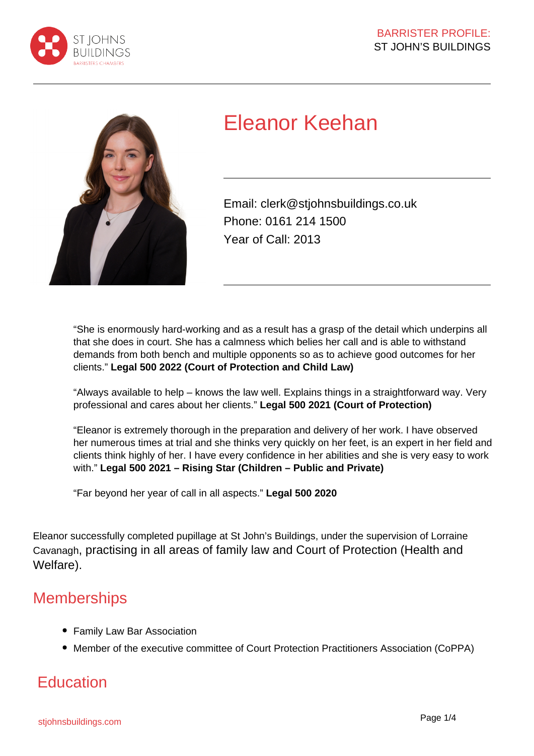# Eleanor Keehan

Email: clerk@stjohnsbuildings.co.uk
Phone: 0161 214 1500
Year of Call: 2013

"She is enormously hard-working and as a result has a grasp of the detail which underpins all that she does in court. She has a calmness which belies her call and is able to withstand demands from both bench and multiple opponents so as to achieve good outcomes for her clients." **Legal 500 2022 (Court of Protection and Child Law)**

"Always available to help – knows the law well. Explains things in a straightforward way. Very professional and cares about her clients." **Legal 500 2021 (Court of Protection)**

"Eleanor is extremely thorough in the preparation and delivery of her work. I have observed her numerous times at trial and she thinks very quickly on her feet, is an expert in her field and clients think highly of her. I have every confidence in her abilities and she is very easy to work with." **Legal 500 2021 – Rising Star (Children – Public and Private)**

"Far beyond her year of call in all aspects." **Legal 500 2020**

Eleanor successfully completed pupillage at St John's Buildings, under the supervision of Lorraine Cavanagh, practising in all areas of family law and Court of Protection (Health and Welfare).

## Memberships

- Family Law Bar Association
- Member of the executive committee of Court Protection Practitioners Association (CoPPA)

## Education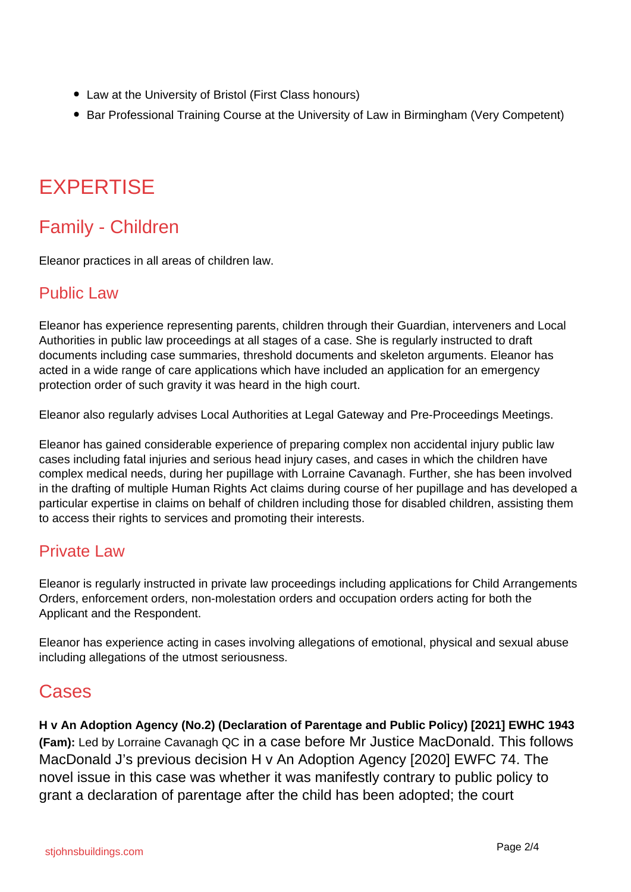- Law at the University of Bristol (First Class honours)
- Bar Professional Training Course at the University of Law in Birmingham (Very Competent)

# EXPERTISE

## Family - Children

Eleanor practices in all areas of children law.

### Public Law

Eleanor has experience representing parents, children through their Guardian, interveners and Local Authorities in public law proceedings at all stages of a case. She is regularly instructed to draft documents including case summaries, threshold documents and skeleton arguments. Eleanor has acted in a wide range of care applications which have included an application for an emergency protection order of such gravity it was heard in the high court.

Eleanor also regularly advises Local Authorities at Legal Gateway and Pre-Proceedings Meetings.

Eleanor has gained considerable experience of preparing complex non accidental injury public law cases including fatal injuries and serious head injury cases, and cases in which the children have complex medical needs, during her pupillage with Lorraine Cavanagh. Further, she has been involved in the drafting of multiple Human Rights Act claims during course of her pupillage and has developed a particular expertise in claims on behalf of children including those for disabled children, assisting them to access their rights to services and promoting their interests.

### Private Law

Eleanor is regularly instructed in private law proceedings including applications for Child Arrangements Orders, enforcement orders, non-molestation orders and occupation orders acting for both the Applicant and the Respondent.

Eleanor has experience acting in cases involving allegations of emotional, physical and sexual abuse including allegations of the utmost seriousness.

## Cases

**H v An Adoption Agency (No.2) (Declaration of Parentage and Public Policy) [2021] EWHC 1943 (Fam):** Led by Lorraine Cavanagh QC in a case before Mr Justice MacDonald. This follows MacDonald J's previous decision H v An Adoption Agency [2020] EWFC 74. The novel issue in this case was whether it was manifestly contrary to public policy to grant a declaration of parentage after the child has been adopted; the court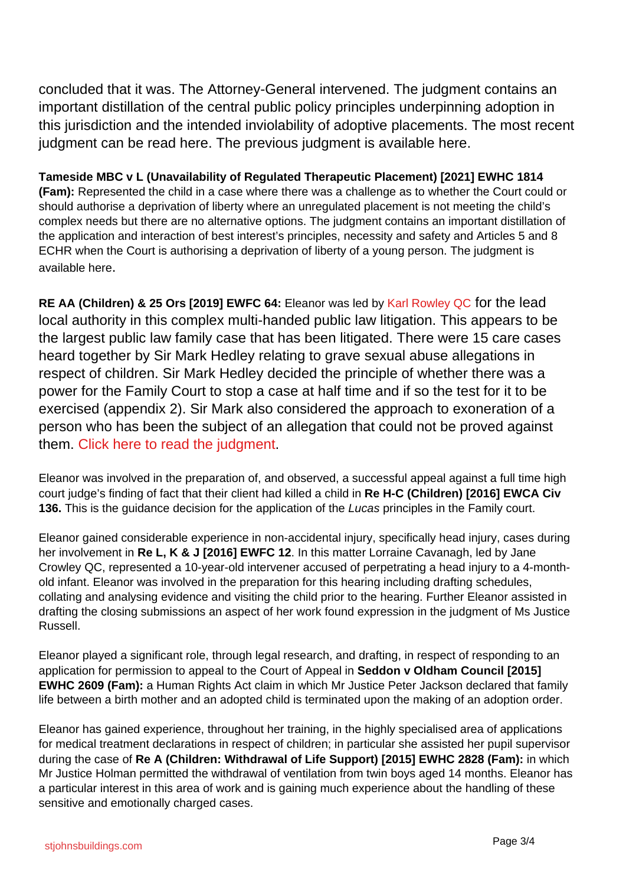concluded that it was. The Attorney-General intervened. The judgment contains an important distillation of the central public policy principles underpinning adoption in this jurisdiction and the intended inviolability of adoptive placements. The most recent judgment can be read here. The previous judgment is available here.

**Tameside MBC v L (Unavailability of Regulated Therapeutic Placement) [2021] EWHC 1814 (Fam):** Represented the child in a case where there was a challenge as to whether the Court could or should authorise a deprivation of liberty where an unregulated placement is not meeting the child's complex needs but there are no alternative options. The judgment contains an important distillation of the application and interaction of best interest's principles, necessity and safety and Articles 5 and 8 ECHR when the Court is authorising a deprivation of liberty of a young person. The judgment is available here.

**RE AA (Children) & 25 Ors [2019] EWFC 64:** Eleanor was led by Karl Rowley QC for the lead local authority in this complex multi-handed public law litigation. This appears to be the largest public law family case that has been litigated. There were 15 care cases heard together by Sir Mark Hedley relating to grave sexual abuse allegations in respect of children. Sir Mark Hedley decided the principle of whether there was a power for the Family Court to stop a case at half time and if so the test for it to be exercised (appendix 2). Sir Mark also considered the approach to exoneration of a person who has been the subject of an allegation that could not be proved against them. Click here to read the judgment.

Eleanor was involved in the preparation of, and observed, a successful appeal against a full time high court judge's finding of fact that their client had killed a child in **Re H-C (Children) [2016] EWCA Civ 136.** This is the guidance decision for the application of the *Lucas* principles in the Family court.

Eleanor gained considerable experience in non-accidental injury, specifically head injury, cases during her involvement in **Re L, K & J [2016] EWFC 12**. In this matter Lorraine Cavanagh, led by Jane Crowley QC, represented a 10-year-old intervener accused of perpetrating a head injury to a 4-month-old infant. Eleanor was involved in the preparation for this hearing including drafting schedules, collating and analysing evidence and visiting the child prior to the hearing. Further Eleanor assisted in drafting the closing submissions an aspect of her work found expression in the judgment of Ms Justice Russell.

Eleanor played a significant role, through legal research, and drafting, in respect of responding to an application for permission to appeal to the Court of Appeal in **Seddon v Oldham Council [2015] EWHC 2609 (Fam):** a Human Rights Act claim in which Mr Justice Peter Jackson declared that family life between a birth mother and an adopted child is terminated upon the making of an adoption order.

Eleanor has gained experience, throughout her training, in the highly specialised area of applications for medical treatment declarations in respect of children; in particular she assisted her pupil supervisor during the case of **Re A (Children: Withdrawal of Life Support) [2015] EWHC 2828 (Fam):** in which Mr Justice Holman permitted the withdrawal of ventilation from twin boys aged 14 months. Eleanor has a particular interest in this area of work and is gaining much experience about the handling of these sensitive and emotionally charged cases.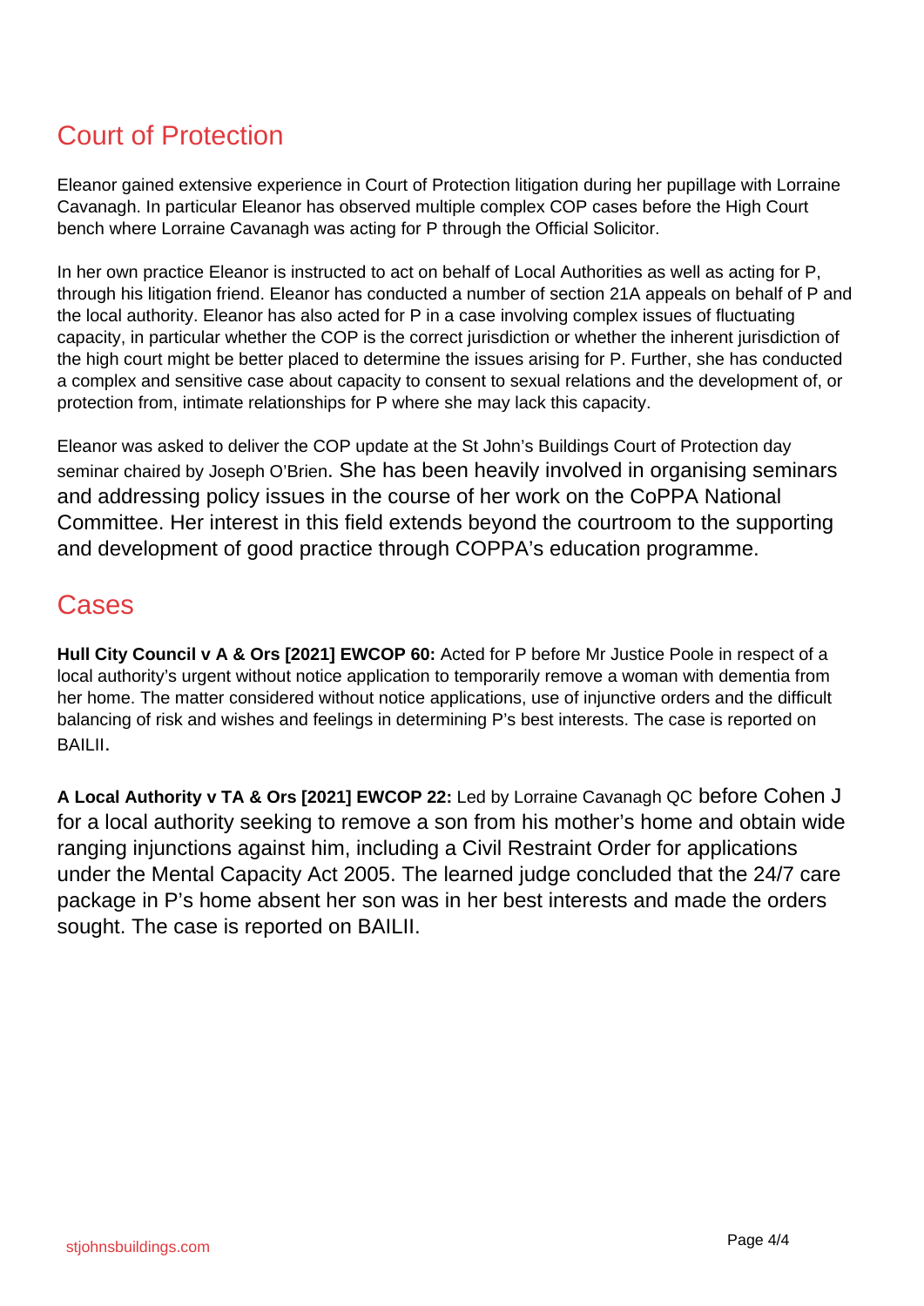## Court of Protection

Eleanor gained extensive experience in Court of Protection litigation during her pupillage with Lorraine Cavanagh. In particular Eleanor has observed multiple complex COP cases before the High Court bench where Lorraine Cavanagh was acting for P through the Official Solicitor.

In her own practice Eleanor is instructed to act on behalf of Local Authorities as well as acting for P, through his litigation friend. Eleanor has conducted a number of section 21A appeals on behalf of P and the local authority. Eleanor has also acted for P in a case involving complex issues of fluctuating capacity, in particular whether the COP is the correct jurisdiction or whether the inherent jurisdiction of the high court might be better placed to determine the issues arising for P. Further, she has conducted a complex and sensitive case about capacity to consent to sexual relations and the development of, or protection from, intimate relationships for P where she may lack this capacity.

Eleanor was asked to deliver the COP update at the St John's Buildings Court of Protection day seminar chaired by Joseph O'Brien. She has been heavily involved in organising seminars and addressing policy issues in the course of her work on the CoPPA National Committee. Her interest in this field extends beyond the courtroom to the supporting and development of good practice through COPPA's education programme.

## Cases

**Hull City Council v A & Ors [2021] EWCOP 60:** Acted for P before Mr Justice Poole in respect of a local authority's urgent without notice application to temporarily remove a woman with dementia from her home. The matter considered without notice applications, use of injunctive orders and the difficult balancing of risk and wishes and feelings in determining P's best interests. The case is reported on BAILII.

**A Local Authority v TA & Ors [2021] EWCOP 22:** Led by Lorraine Cavanagh QC before Cohen J for a local authority seeking to remove a son from his mother's home and obtain wide ranging injunctions against him, including a Civil Restraint Order for applications under the Mental Capacity Act 2005. The learned judge concluded that the 24/7 care package in P's home absent her son was in her best interests and made the orders sought. The case is reported on BAILII.